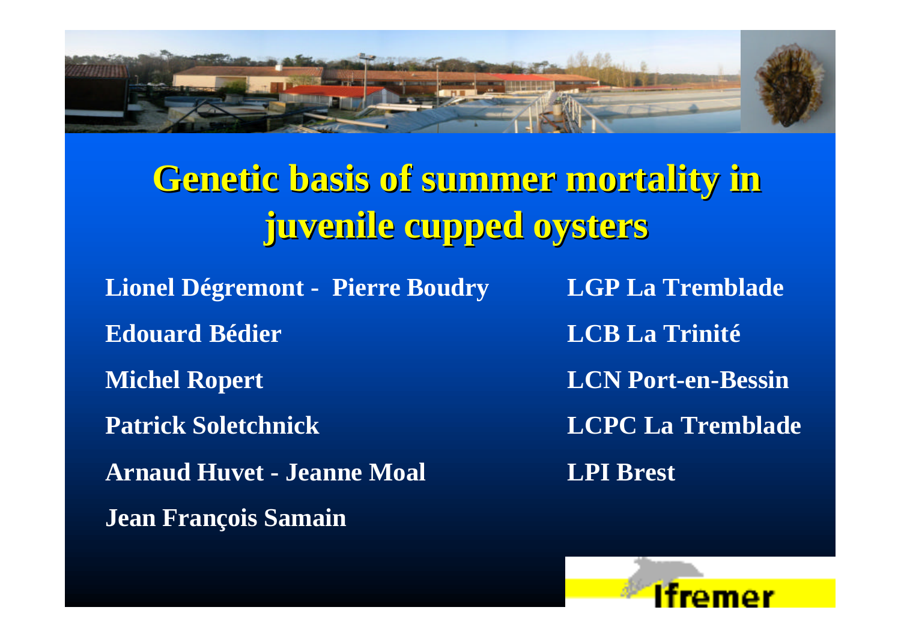# Genetic basis of summer mortality in juvenile cupped oysters

| | |
|---|---|
| **Lionel Dégremont - Pierre Boudry** | **LGP La Tremblade** |
| **Edouard Bédier** | **LCB La Trinité** |
| **Michel Ropert** | **LCN Port-en-Bessin** |
| **Patrick Soletchnick** | **LCPC La Tremblade** |
| **Arnaud Huvet - Jeanne Moal** | **LPI Brest** |
| **Jean François Samain** | |

Ifremer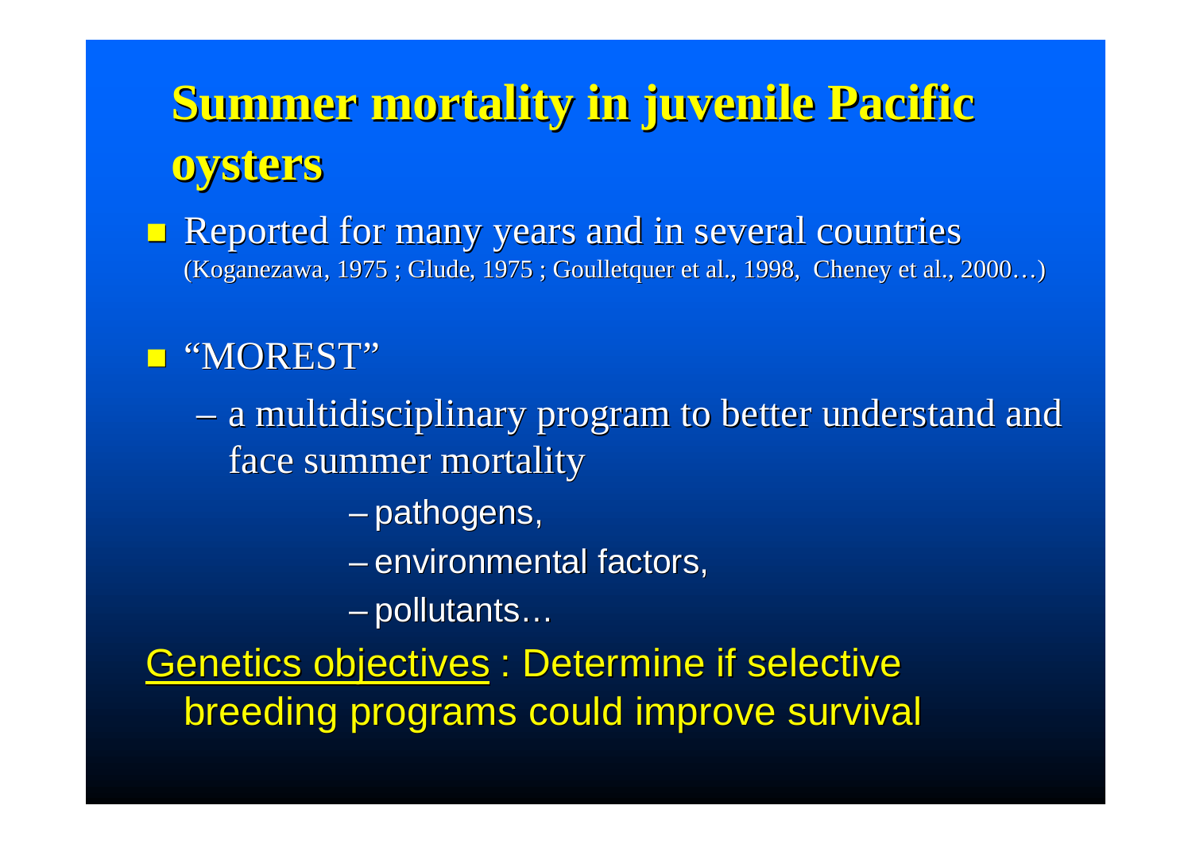# Summer mortality in juvenile Pacific oysters

- Reported for many years and in several countries (Koganezawa, 1975 ; Glude, 1975 ; Goulletquer et al., 1998, Cheney et al., 2000…)

- "MOREST"
  - a multidisciplinary program to better understand and face summer mortality
    - pathogens,
    - environmental factors,
    - pollutants…

Genetics objectives : Determine if selective breeding programs could improve survival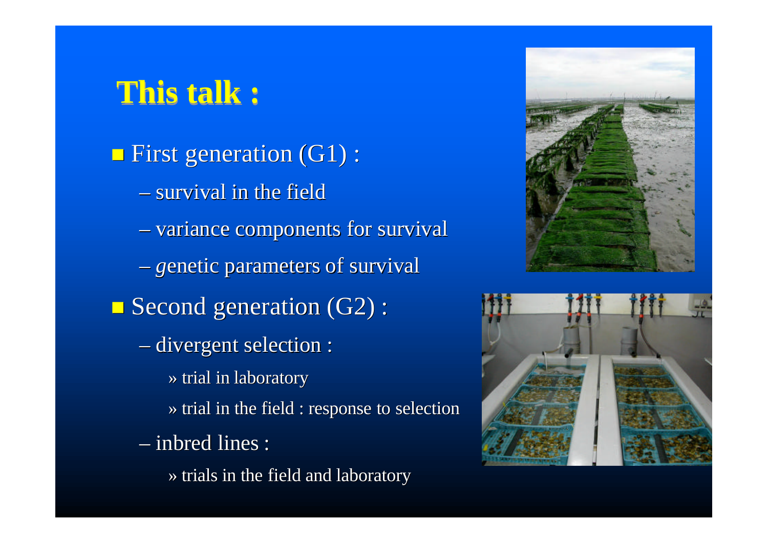# This talk :

- First generation (G1) :
  - survival in the field
  - variance components for survival
  - *g*enetic parameters of survival
- Second generation (G2) :
  - divergent selection :
    - » trial in laboratory
    - » trial in the field : response to selection
  - inbred lines :
    - » trials in the field and laboratory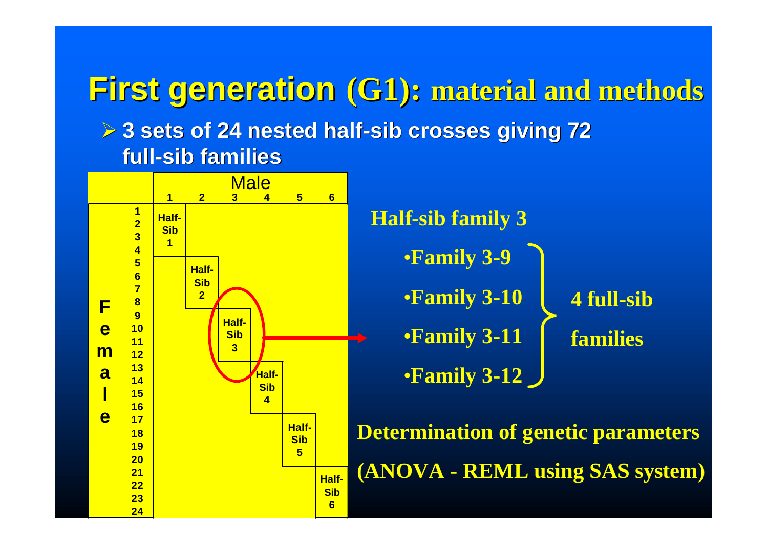# First generation (G1): material and methods

- 3 sets of 24 nested half-sib crosses giving 72 full-sib families

| Female | Male 1 | Male 2 | Male 3 | Male 4 | Male 5 | Male 6 |
|---|---|---|---|---|---|---|
| 1–4 | Half-Sib 1 | | | | | |
| 5–8 | | Half-Sib 2 | | | | |
| 9–12 | | | Half-Sib 3 | | | |
| 13–16 | | | | Half-Sib 4 | | |
| 17–20 | | | | | Half-Sib 5 | |
| 21–24 | | | | | | Half-Sib 6 |

**Half-sib family 3**

- Family 3-9
- Family 3-10
- Family 3-11
- Family 3-12

4 full-sib families

**Determination of genetic parameters (ANOVA - REML using SAS system)**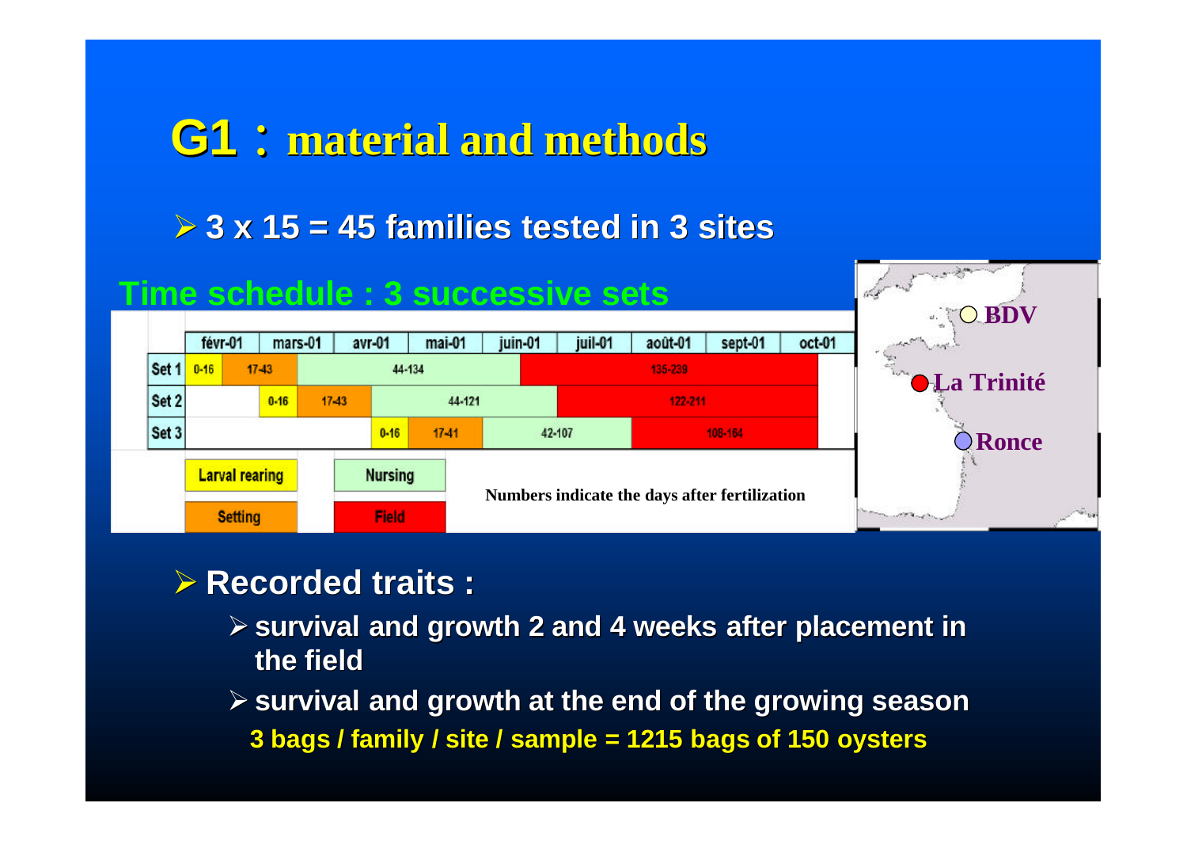# G1 : material and methods

- 3 x 15 = 45 families tested in 3 sites

## Time schedule : 3 successive sets

| | févr-01 | mars-01 | avr-01 | mai-01 | juin-01 | juil-01 | août-01 | sept-01 | oct-01 |
|---|---|---|---|---|---|---|---|---|---|
| Set 1 | 0-16 / 17-43 | 17-43 | 44-134 | 44-134 | 135-239 | 135-239 | 135-239 | 135-239 | |
| Set 2 | | 0-16 / 17-43 | 17-43 | 44-121 | 44-121 | 122-211 | 122-211 | 122-211 | |
| Set 3 | | | 0-16 / 17-41 | 17-41 | 42-107 | 42-107 | 108-164 | 108-164 | |

Legend: Larval rearing; Setting; Nursing; Field

Numbers indicate the days after fertilization

Sites: BDV, La Trinité, Ronce

- **Recorded traits :**
  - survival and growth 2 and 4 weeks after placement in the field
  - survival and growth at the end of the growing season

  3 bags / family / site / sample = 1215 bags of 150 oysters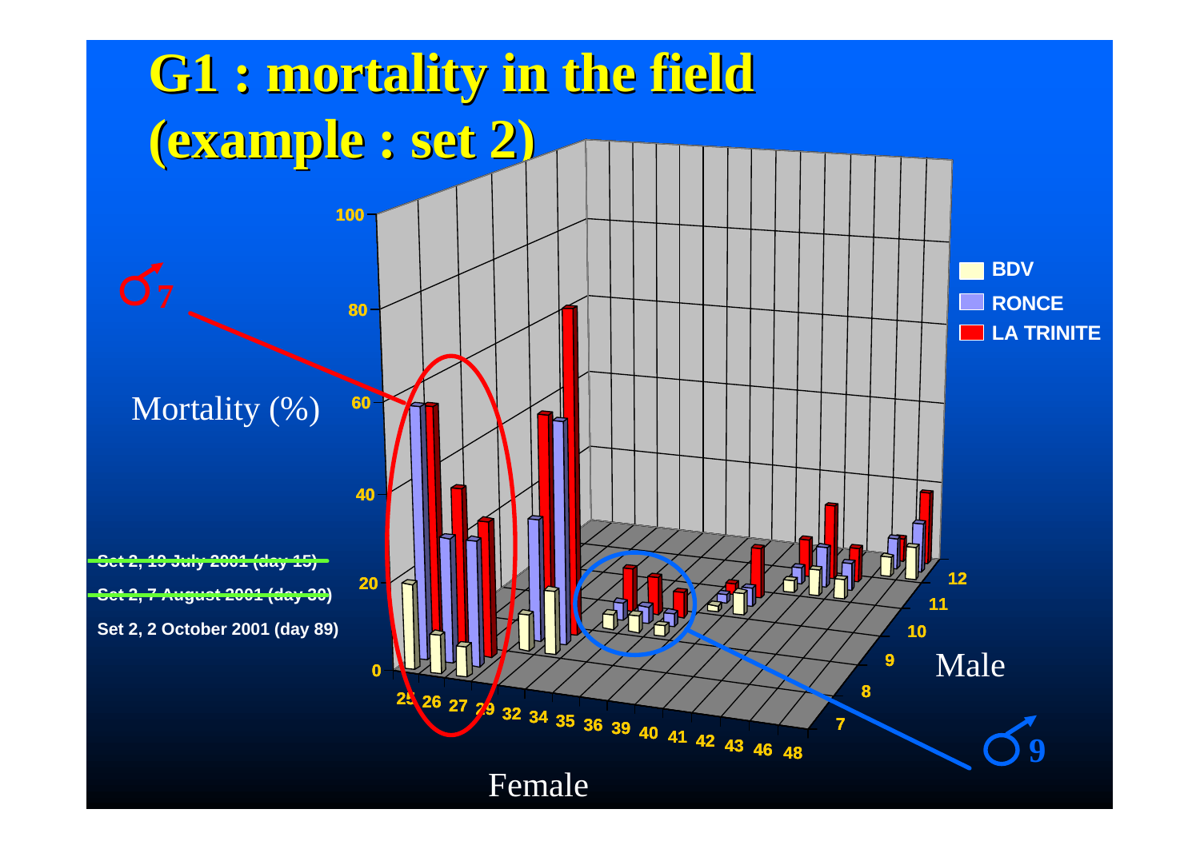# G1 : mortality in the field (example : set 2)

Mortality (%)

~~Set 2, 19 July 2001 (day 15)~~

~~Set 2, 7 August 2001 (day 30)~~

**Set 2, 2 October 2001 (day 89)**

♂7

♂9

BDV

RONCE

LA TRINITE

0 20 40 60 80 100

Female: 25 26 27 29 32 34 35 36 39 40 41 42 43 46 48

Male: 7 8 9 10 11 12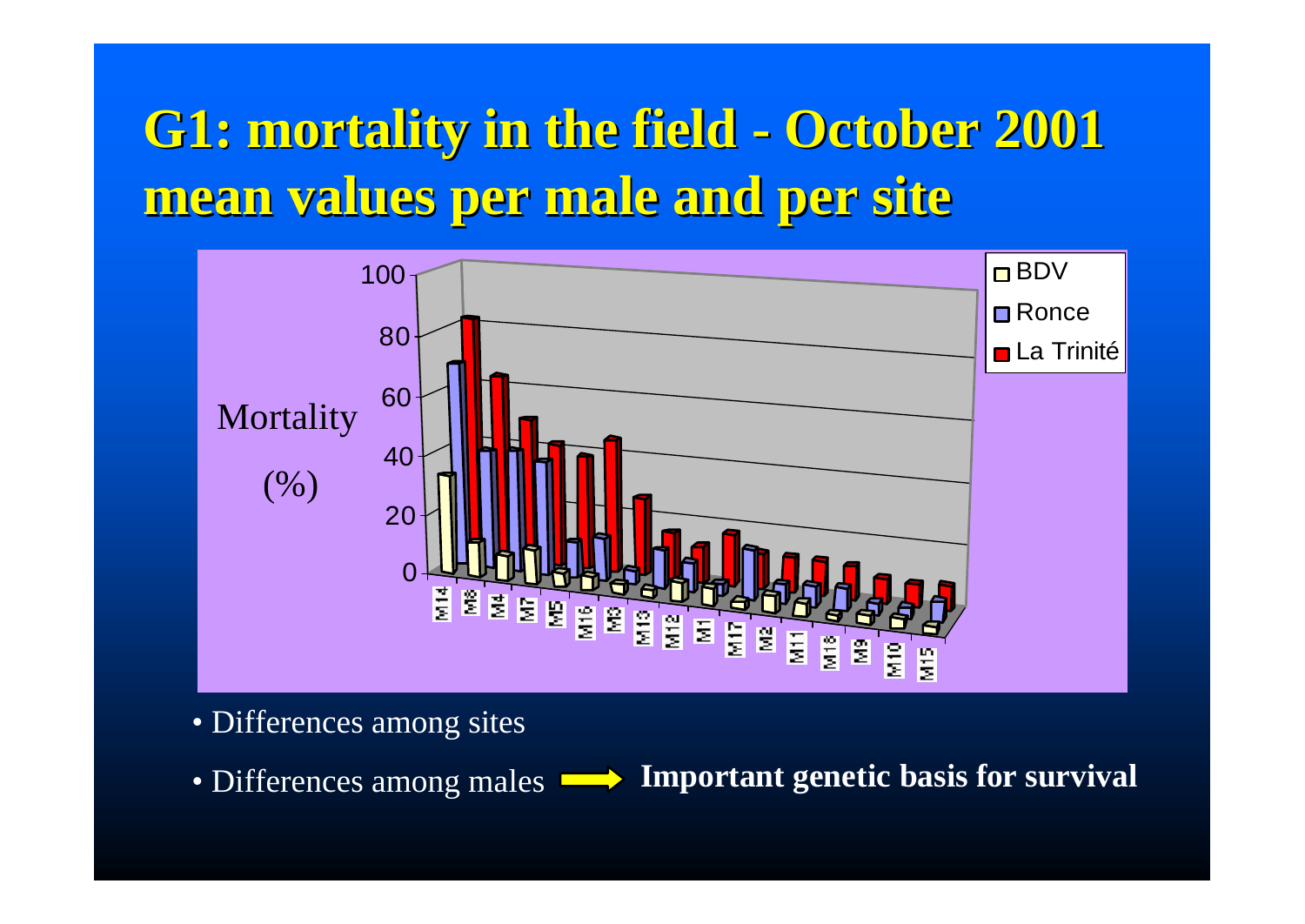# G1: mortality in the field - October 2001 mean values per male and per site

- Differences among sites
- Differences among males ➡ **Important genetic basis for survival**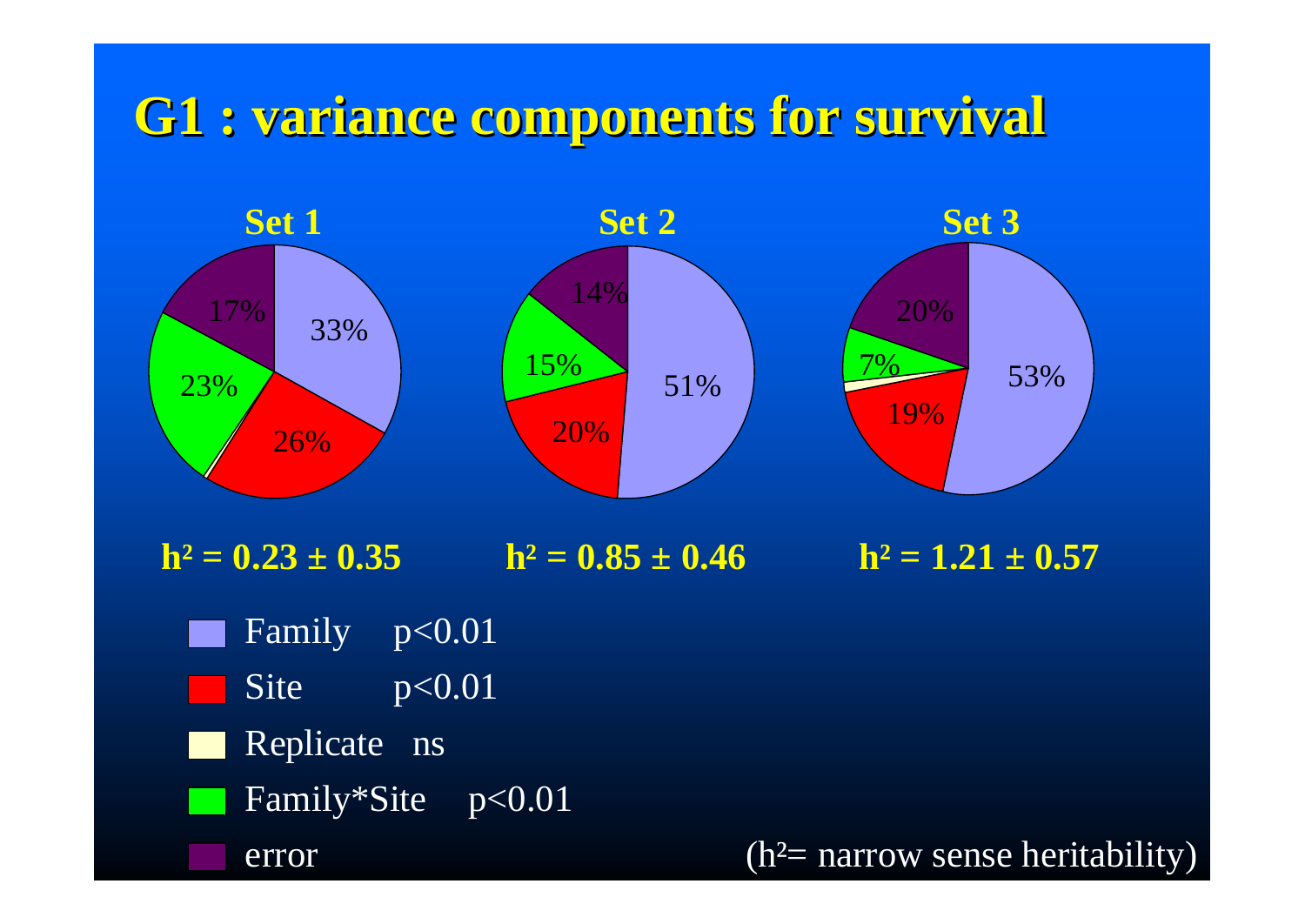# G1 : variance components for survival

| | Set 1 | Set 2 | Set 3 |
|---|---|---|---|
| Family | 33% | 51% | 53% |
| Site | 26% | 20% | 19% |
| Replicate | | | |
| Family*Site | 23% | 15% | 7% |
| error | 17% | 14% | 20% |

**Set 1:** $h^2 = 0.23 \pm 0.35$

**Set 2:** $h^2 = 0.85 \pm 0.46$

**Set 3:** $h^2 = 1.21 \pm 0.57$

- Family $p<0.01$
- Site $p<0.01$
- Replicate ns
- Family*Site $p<0.01$
- error

($h^2$= narrow sense heritability)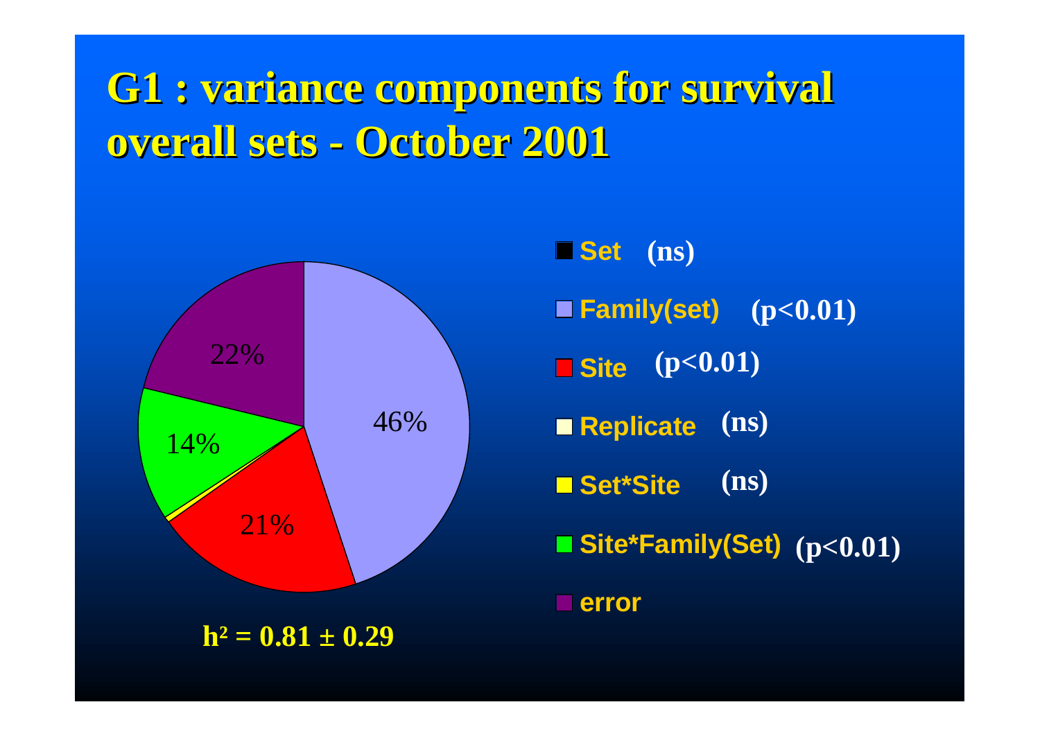# G1 : variance components for survival overall sets - October 2001

| Component | Variance (%) | Significance |
|---|---|---|
| Set | | (ns) |
| Family(set) | 46% | ($p<0.01$) |
| Site | 21% | ($p<0.01$) |
| Replicate | | (ns) |
| Set*Site | | (ns) |
| Site*Family(Set) | 14% | ($p<0.01$) |
| error | 22% | |

$h^2 = 0.81 \pm 0.29$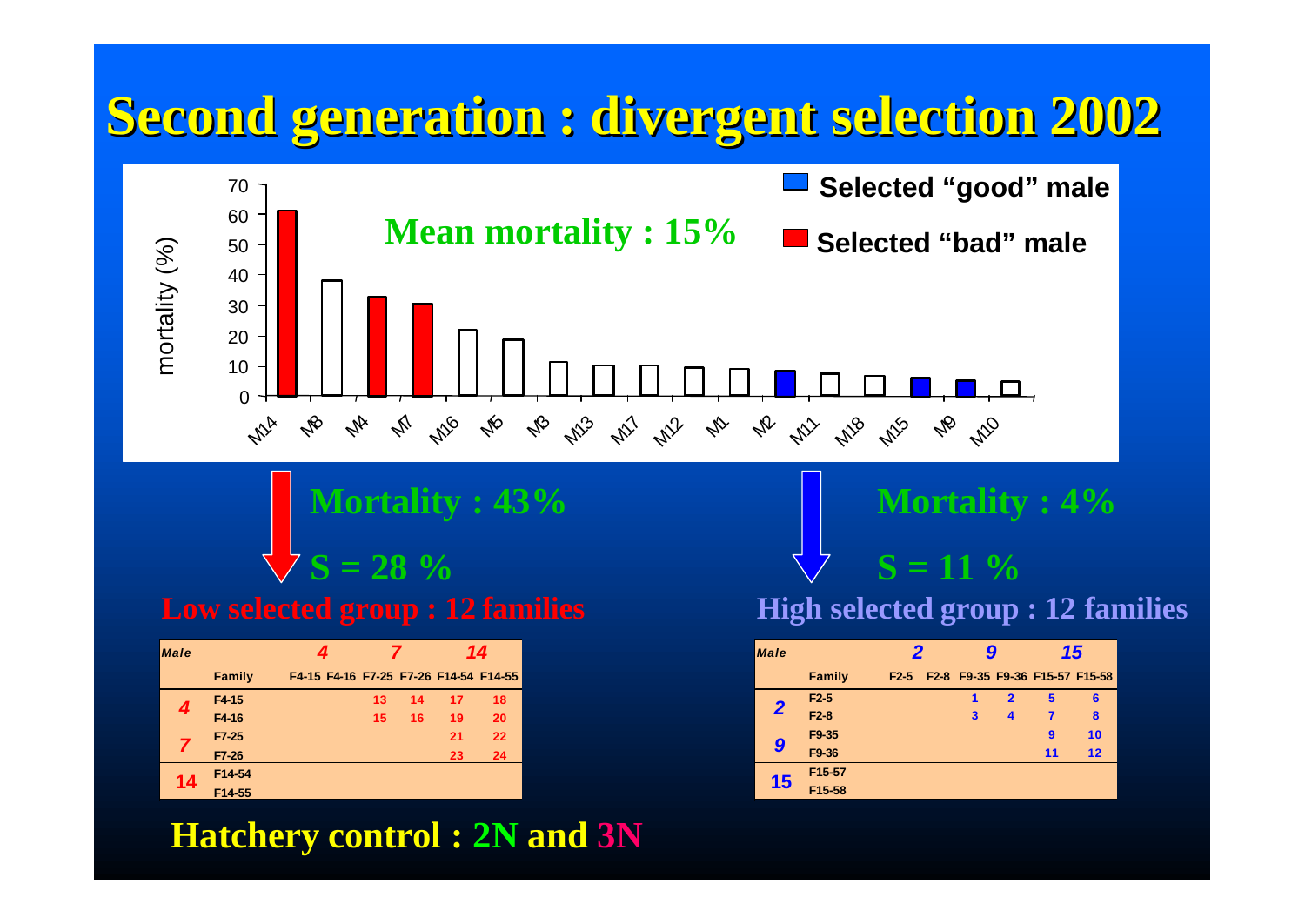# Second generation : divergent selection 2002

mortality (%)

Mean mortality : 15%

Selected "good" male

Selected "bad" male

M14, M8, M4, M7, M16, M5, M3, M13, M17, M12, M1, M2, M11, M18, M15, M9, M10

Mortality : 43%

S = 28 %

**Low selected group : 12 families**

| Male | Family | F4-15 | F4-16 | F7-25 | F7-26 | F14-54 | F14-55 |
|---|---|---|---|---|---|---|---|
| | | 4 | | 7 | | 14 | |
| 4 | F4-15 | | | 13 | 14 | 17 | 18 |
| | F4-16 | | | 15 | 16 | 19 | 20 |
| 7 | F7-25 | | | | | 21 | 22 |
| | F7-26 | | | | | 23 | 24 |
| 14 | F14-54 | | | | | | |
| | F14-55 | | | | | | |

Mortality : 4%

S = 11 %

**High selected group : 12 families**

| Male | Family | F2-5 | F2-8 | F9-35 | F9-36 | F15-57 | F15-58 |
|---|---|---|---|---|---|---|---|
| | | 2 | | 9 | | 15 | |
| 2 | F2-5 | | | 1 | 2 | 5 | 6 |
| | F2-8 | | | 3 | 4 | 7 | 8 |
| 9 | F9-35 | | | | | 9 | 10 |
| | F9-36 | | | | | 11 | 12 |
| 15 | F15-57 | | | | | | |
| | F15-58 | | | | | | |

**Hatchery control : 2N and 3N**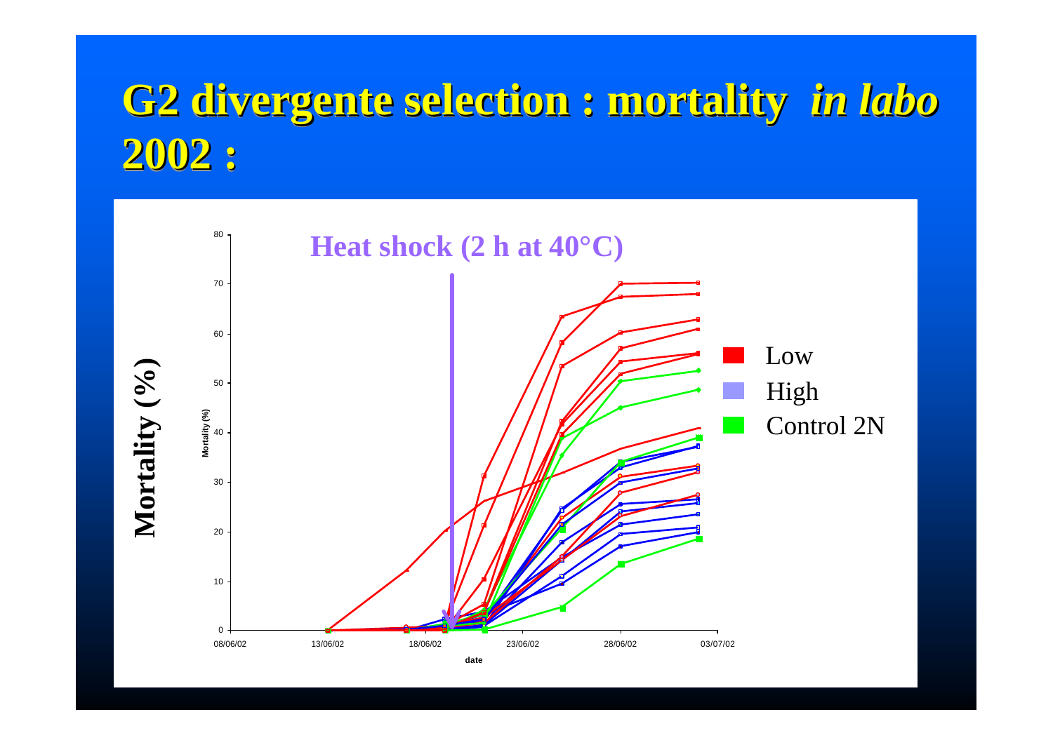# G2 divergente selection : mortality *in labo* 2002 :

Heat shock (2 h at 40°C)

Mortality (%)

Low

High

Control 2N

date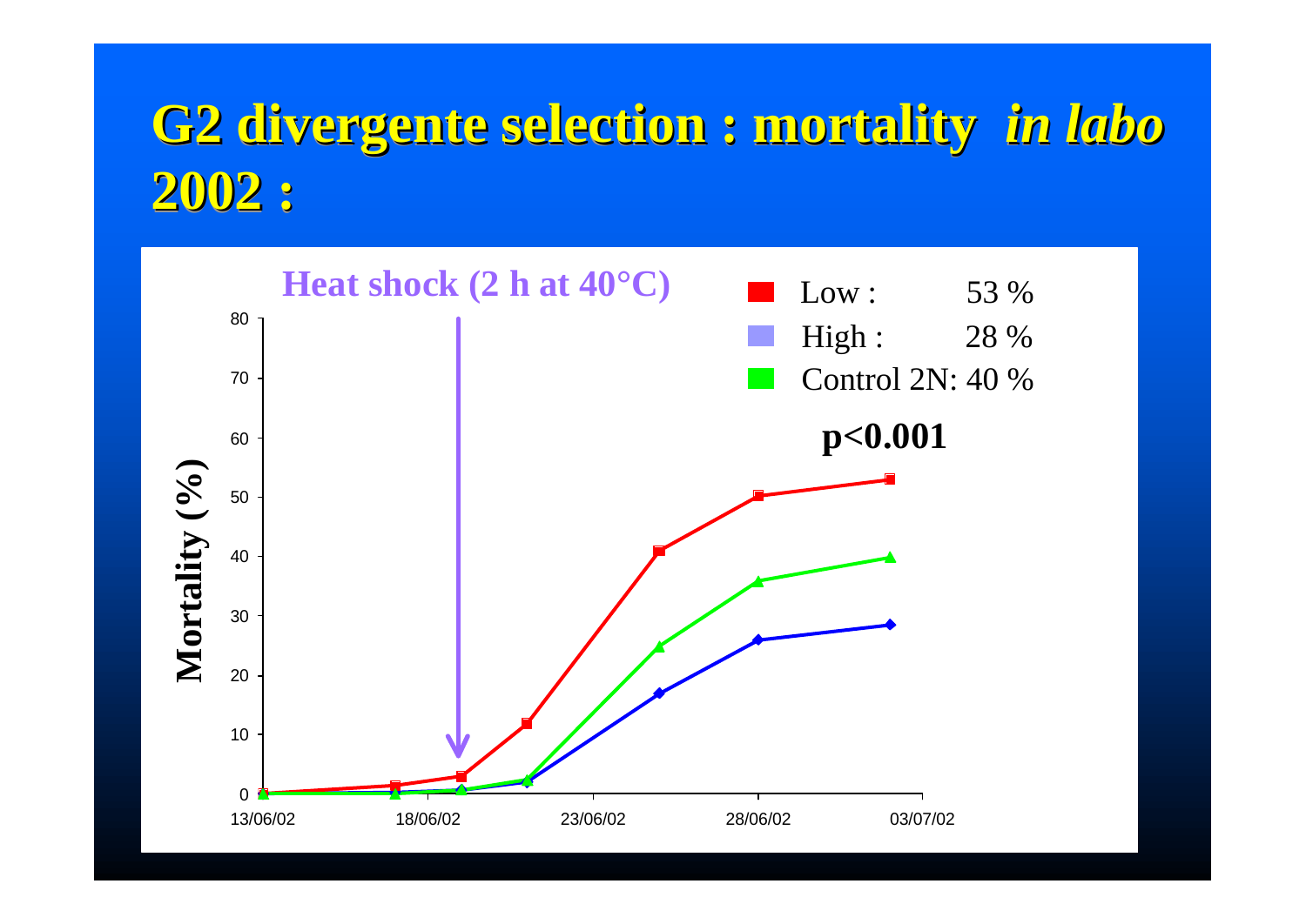# G2 divergente selection : mortality *in labo* 2002 :

**Heat shock (2 h at 40°C)**

| | |
|---|---|
| Low : | 53 % |
| High : | 28 % |
| Control 2N: | 40 % |

**p<0.001**

Mortality (%)

0, 10, 20, 30, 40, 50, 60, 70, 80

13/06/02, 18/06/02, 23/06/02, 28/06/02, 03/07/02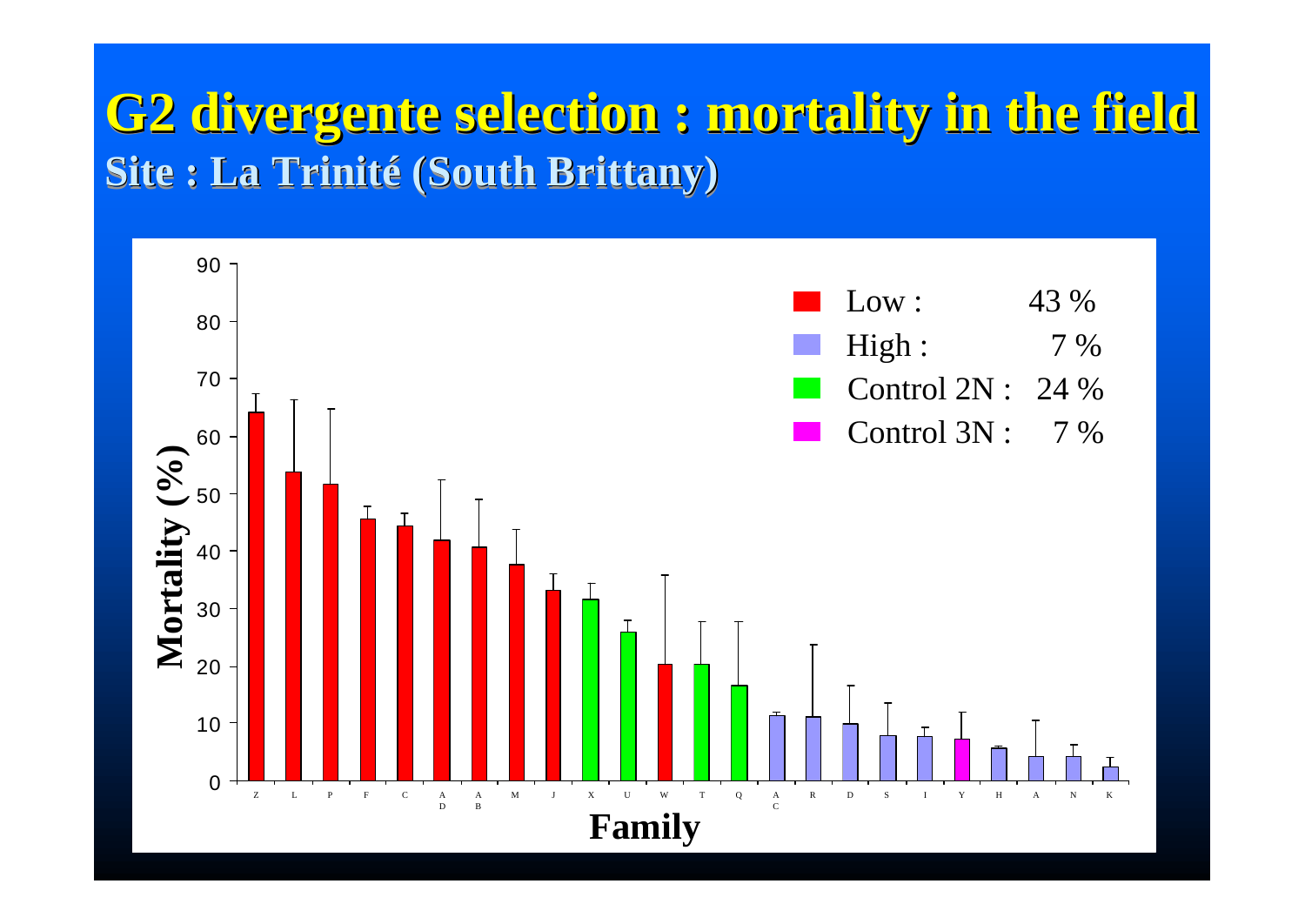# G2 divergente selection : mortality in the field

## Site : La Trinité (South Brittany)

Mortality (%)

Family

| Legend | Mean mortality |
|---|---|
| Low : | 43 % |
| High : | 7 % |
| Control 2N : | 24 % |
| Control 3N : | 7 % |

Families (x-axis, left to right): Z, L, P, F, C, AD, AB, M, J, X, U, W, T, Q, AC, R, D, S, I, Y, H, A, N, K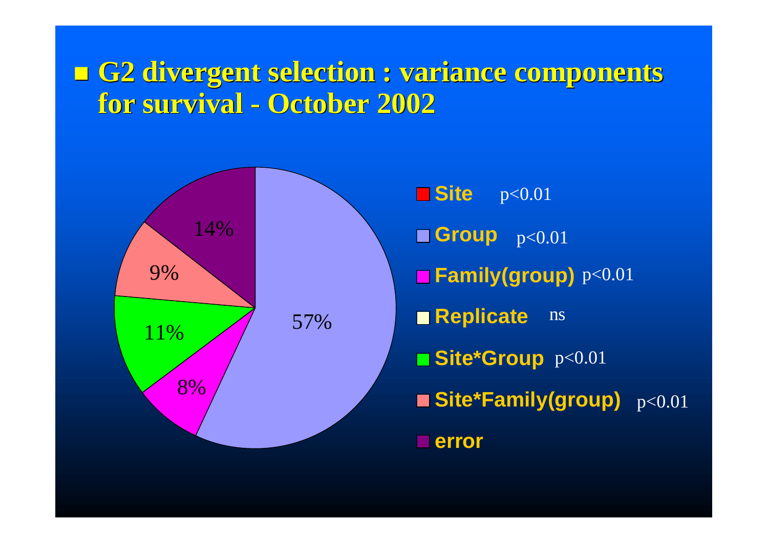- **G2 divergent selection : variance components for survival - October 2002**

| Component | Variance (%) | Significance |
|---|---|---|
| Site | | p<0.01 |
| Group | 57% | p<0.01 |
| Family(group) | 8% | p<0.01 |
| Replicate | | ns |
| Site*Group | 11% | p<0.01 |
| Site*Family(group) | 9% | p<0.01 |
| error | 14% | |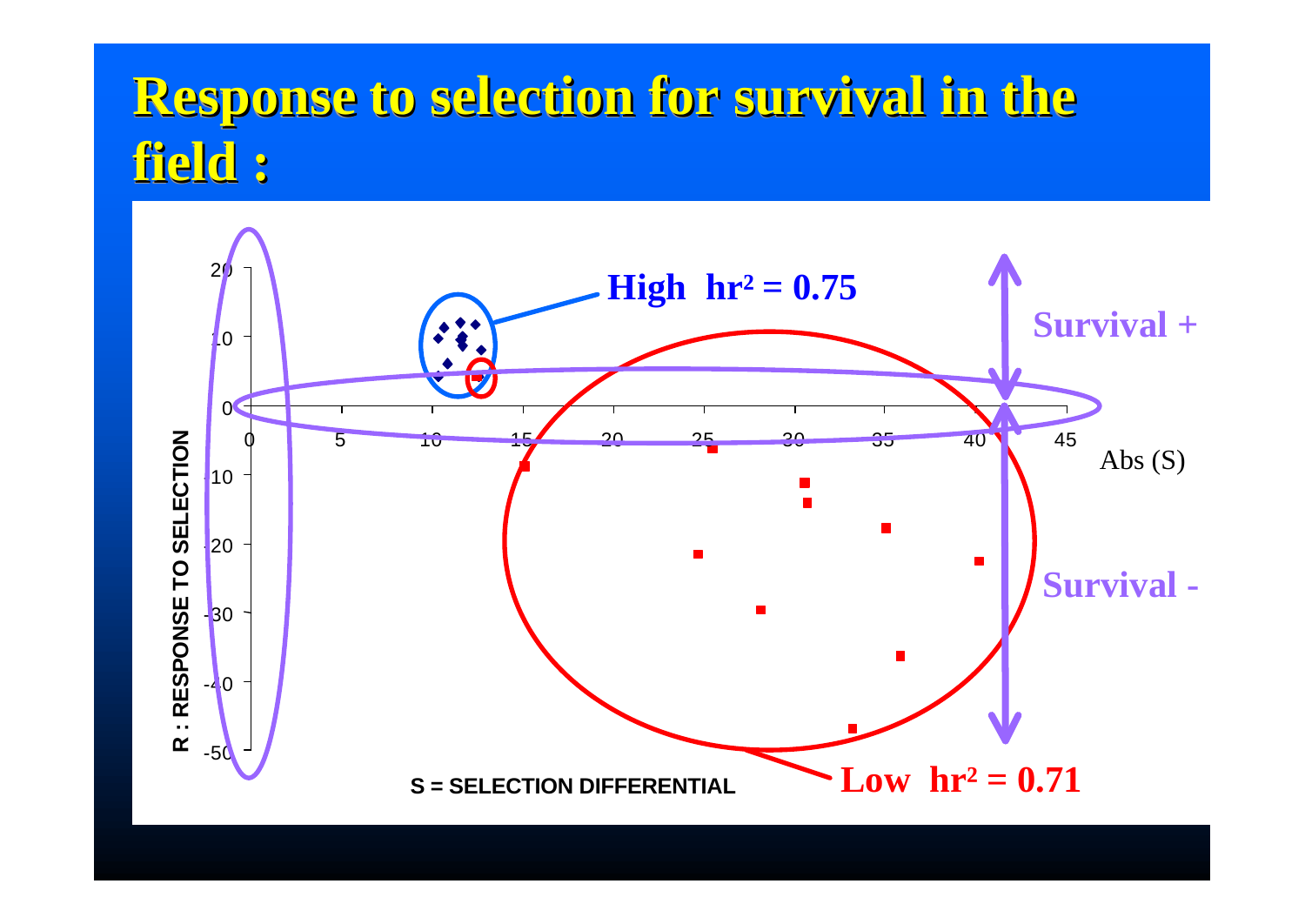# Response to selection for survival in the field :

High $hr^2 = 0.75$

Survival +

Survival -

Low $hr^2 = 0.71$

R : RESPONSE TO SELECTION

S = SELECTION DIFFERENTIAL

Abs (S)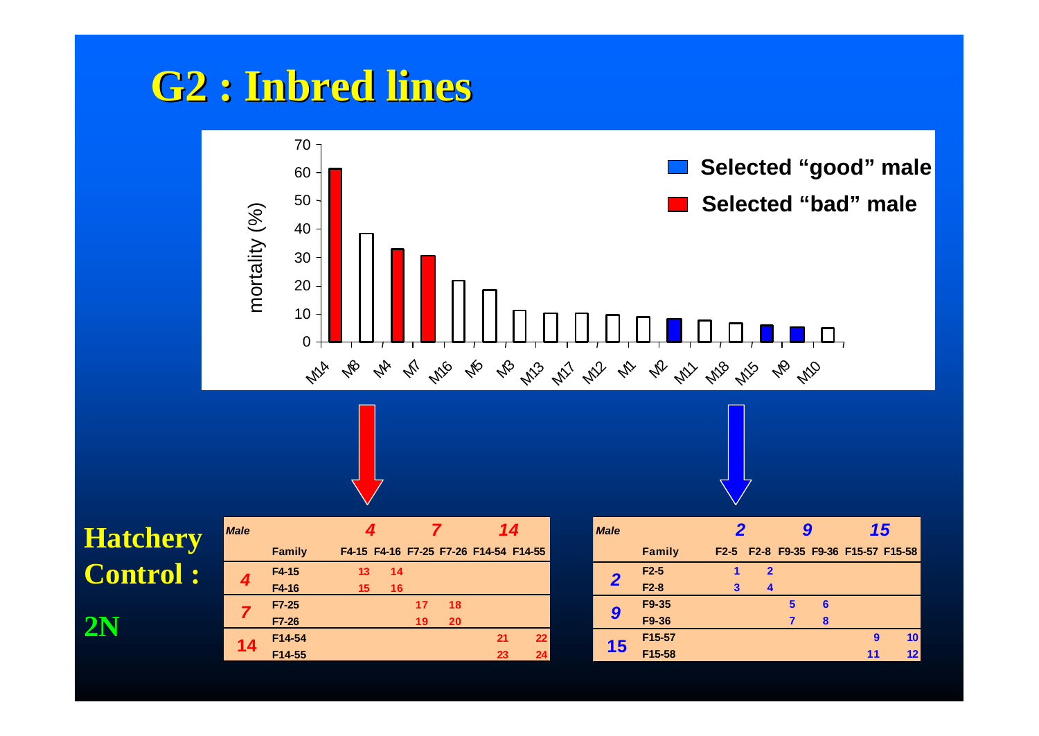# G2 : Inbred lines

mortality (%)

Selected "good" male

Selected "bad" male

M14 M8 M4 M7 M16 M5 M3 M13 M17 M12 M1 M2 M11 M18 M15 M9 M10

**Hatchery Control :**

**2N**

| *Male* | | *4* | | *7* | | *14* | |
|---|---|---|---|---|---|---|---|
| | **Family** | **F4-15** | **F4-16** | **F7-25** | **F7-26** | **F14-54** | **F14-55** |
| *4* | **F4-15** | 13 | 14 | | | | |
| | **F4-16** | 15 | 16 | | | | |
| *7* | **F7-25** | | | 17 | 18 | | |
| | **F7-26** | | | 19 | 20 | | |
| *14* | **F14-54** | | | | | 21 | 22 |
| | **F14-55** | | | | | 23 | 24 |

| *Male* | | *2* | | *9* | | *15* | |
|---|---|---|---|---|---|---|---|
| | **Family** | **F2-5** | **F2-8** | **F9-35** | **F9-36** | **F15-57** | **F15-58** |
| *2* | **F2-5** | 1 | 2 | | | | |
| | **F2-8** | 3 | 4 | | | | |
| *9* | **F9-35** | | | 5 | 6 | | |
| | **F9-36** | | | 7 | 8 | | |
| *15* | **F15-57** | | | | | 9 | 10 |
| | **F15-58** | | | | | 11 | 12 |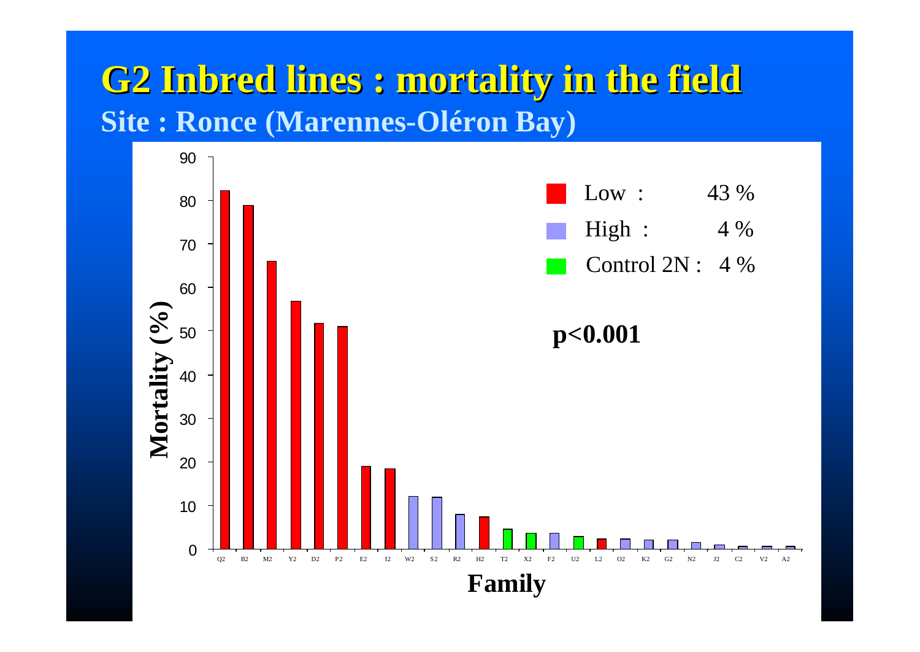# G2 Inbred lines : mortality in the field

## Site : Ronce (Marennes-Oléron Bay)

Legend:

- Low : 43 %
- High : 4 %
- Control 2N : 4 %

**$p<0.001$**

Y-axis: Mortality (%) (0–90)

X-axis: Family — Q2, B2, M2, Y2, D2, P2, E2, I2, W2, S2, R2, H2, T2, X2, F2, U2, L2, O2, K2, G2, N2, J2, C2, V2, A2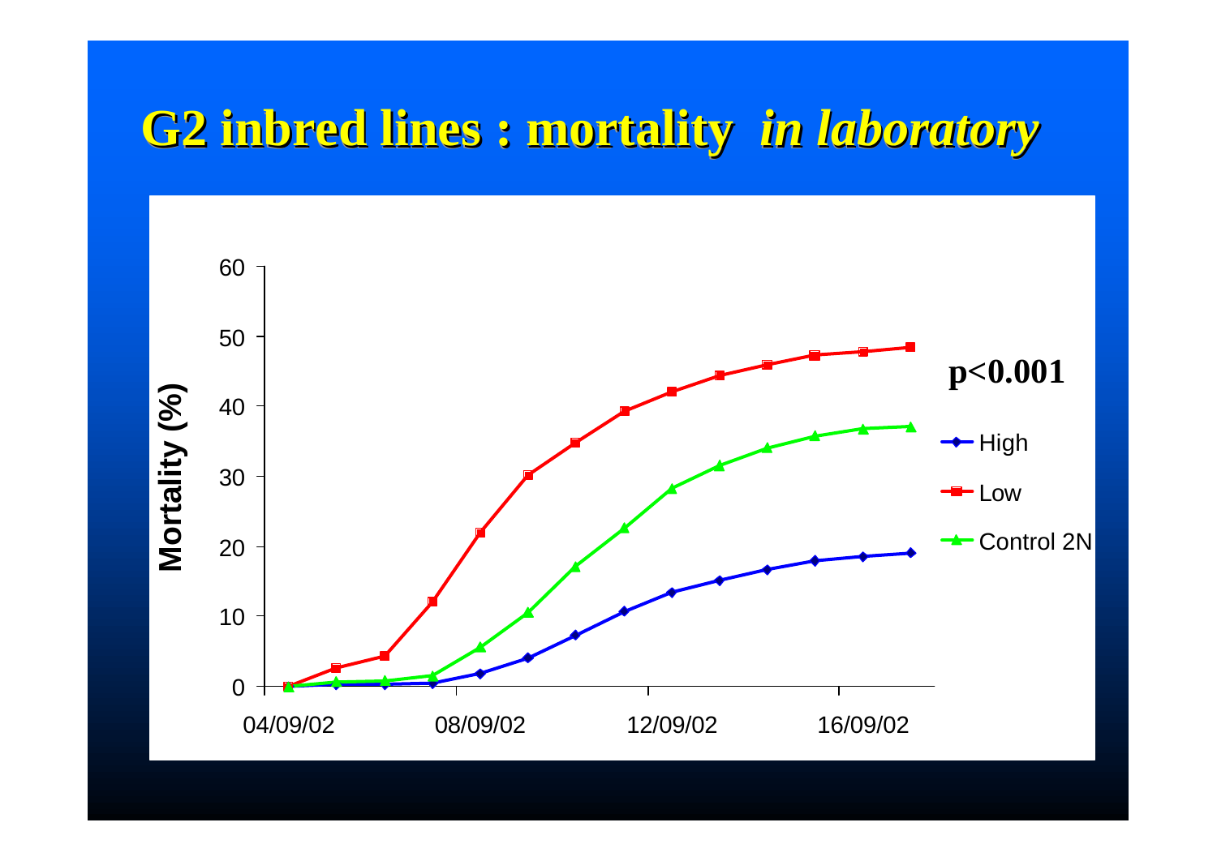# G2 inbred lines : mortality *in laboratory*

Mortality (%)

60
50
40
30
20
10
0

04/09/02 08/09/02 12/09/02 16/09/02

$p<0.001$

- High
- Low
- Control 2N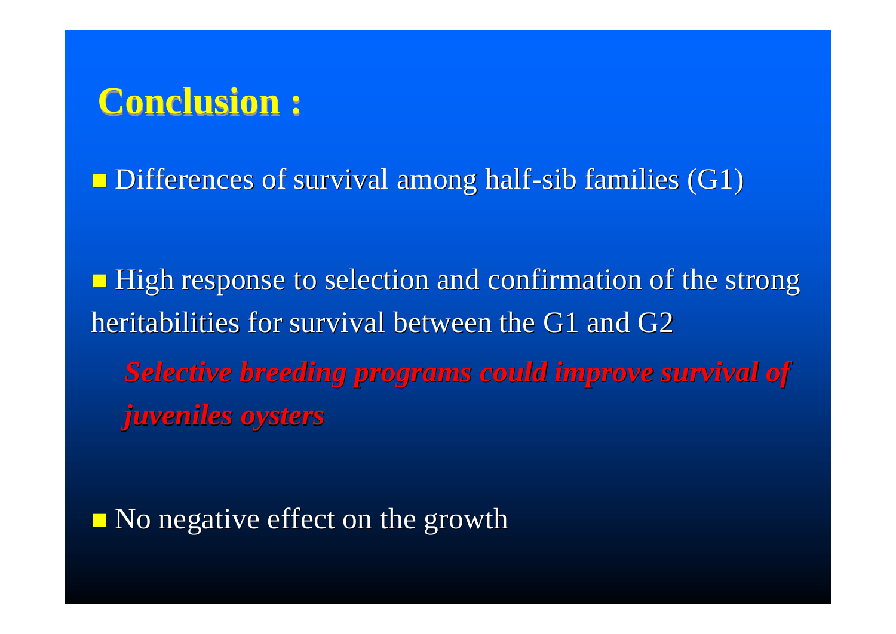## Conclusion :

- Differences of survival among half-sib families (G1)

- High response to selection and confirmation of the strong heritabilities for survival between the G1 and G2

  ***Selective breeding programs could improve survival of juveniles oysters***

- No negative effect on the growth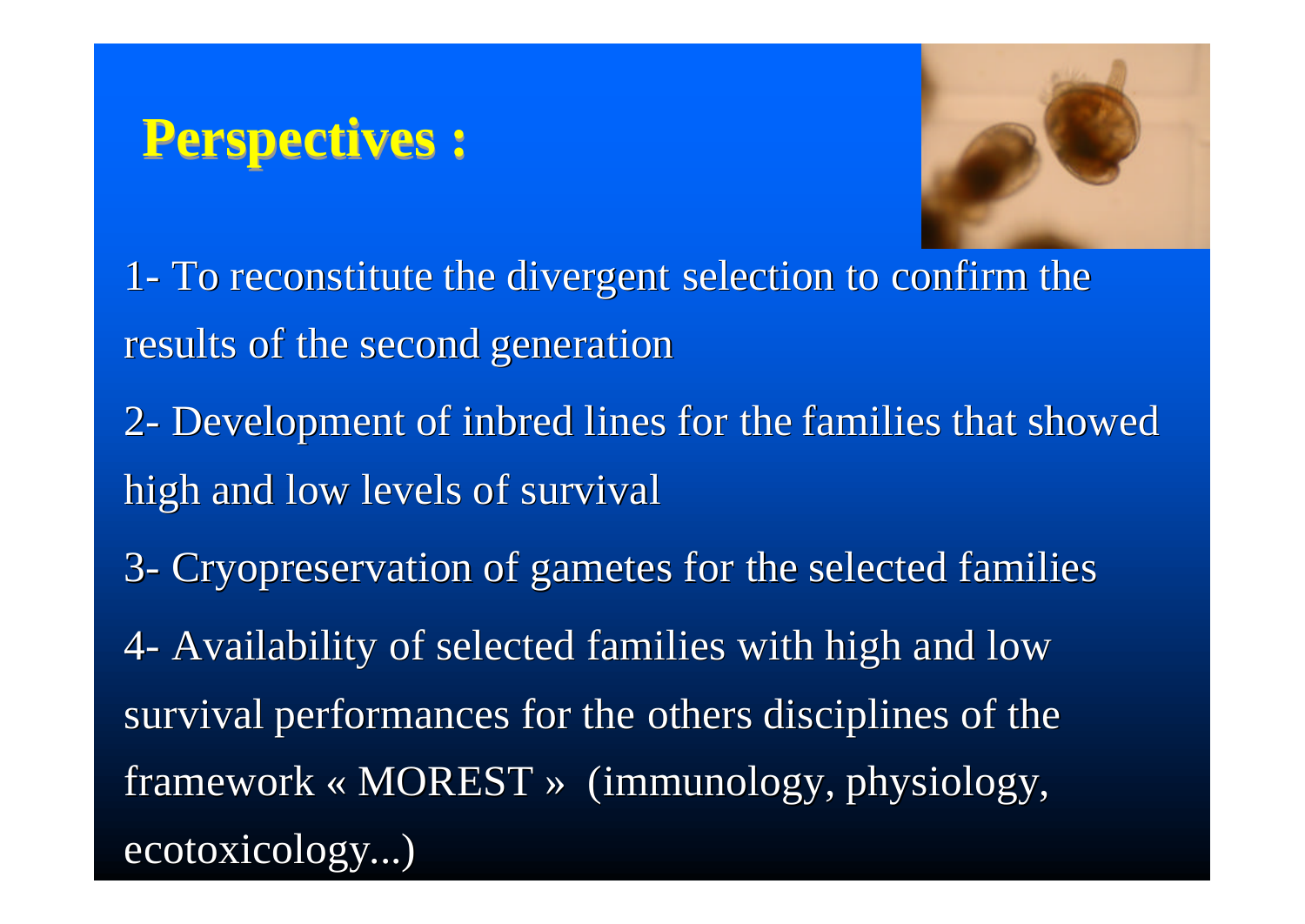# Perspectives :

1- To reconstitute the divergent selection to confirm the results of the second generation

2- Development of inbred lines for the families that showed high and low levels of survival

3- Cryopreservation of gametes for the selected families

4- Availability of selected families with high and low survival performances for the others disciplines of the framework « MOREST » (immunology, physiology, ecotoxicology...)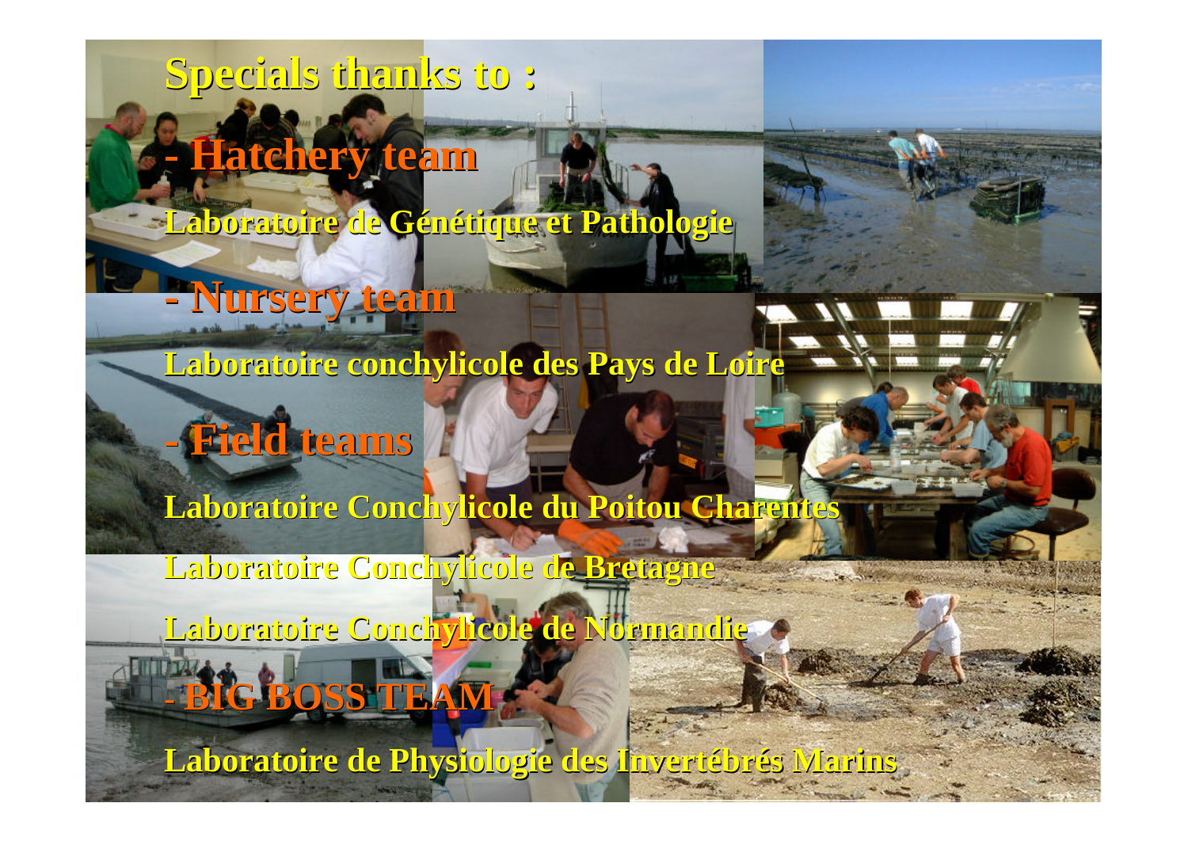# Specials thanks to :

## - Hatchery team

**Laboratoire de Génétique et Pathologie**

## - Nursery team

**Laboratoire conchylicole des Pays de Loire**

## - Field teams

**Laboratoire Conchylicole du Poitou Charentes**

**Laboratoire Conchylicole de Bretagne**

**Laboratoire Conchylicole de Normandie**

## - BIG BOSS TEAM

**Laboratoire de Physiologie des Invertébrés Marins**